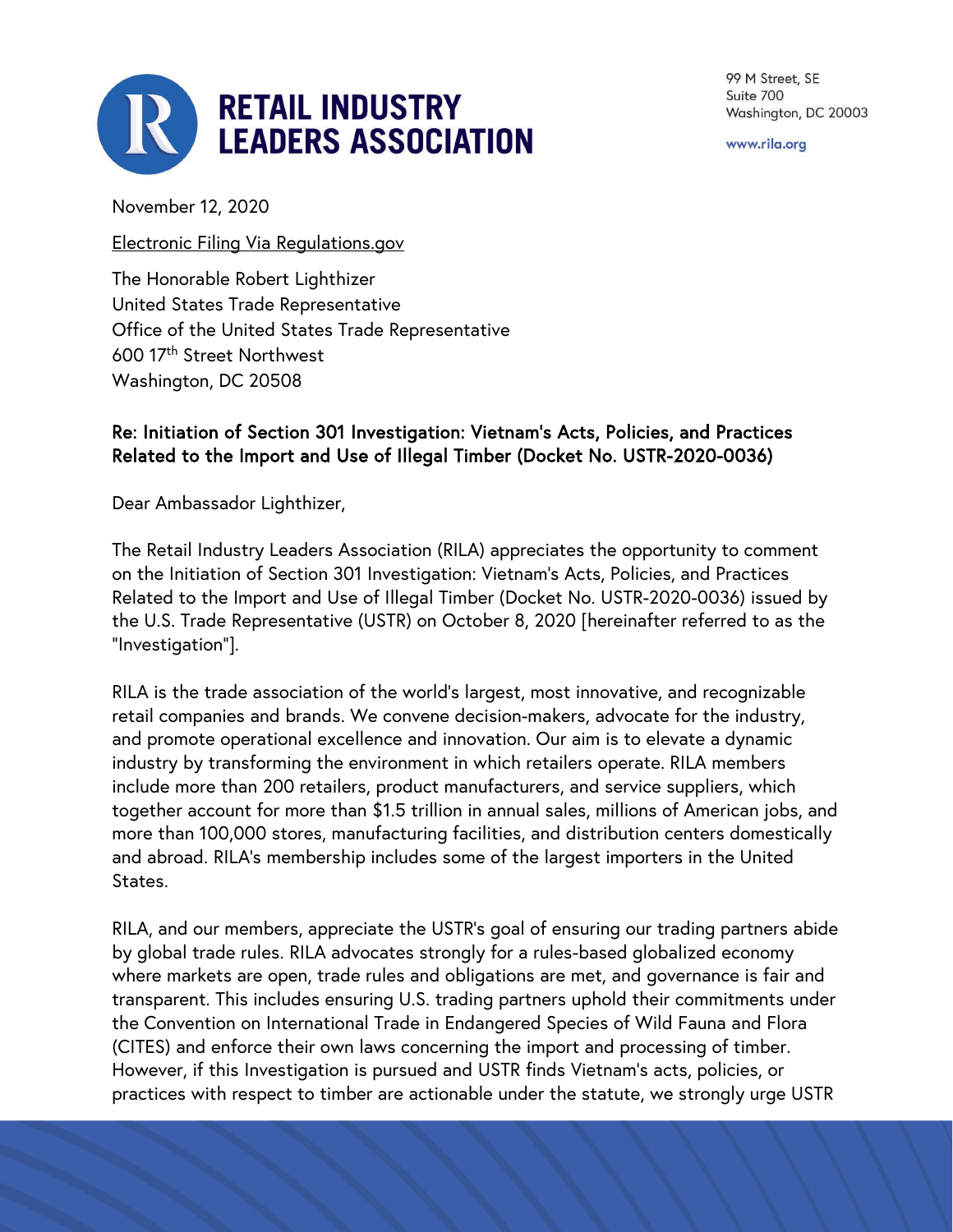# RETAIL INDUSTRY LEADERS ASSOCIATION

99 M Street, SE
Suite 700
Washington, DC 20003

www.rila.org

November 12, 2020

Electronic Filing Via Regulations.gov

The Honorable Robert Lighthizer
United States Trade Representative
Office of the United States Trade Representative
600 17th Street Northwest
Washington, DC 20508

**Re: Initiation of Section 301 Investigation: Vietnam's Acts, Policies, and Practices Related to the Import and Use of Illegal Timber (Docket No. USTR-2020-0036)**

Dear Ambassador Lighthizer,

The Retail Industry Leaders Association (RILA) appreciates the opportunity to comment on the Initiation of Section 301 Investigation: Vietnam's Acts, Policies, and Practices Related to the Import and Use of Illegal Timber (Docket No. USTR-2020-0036) issued by the U.S. Trade Representative (USTR) on October 8, 2020 [hereinafter referred to as the "Investigation"].

RILA is the trade association of the world's largest, most innovative, and recognizable retail companies and brands. We convene decision-makers, advocate for the industry, and promote operational excellence and innovation. Our aim is to elevate a dynamic industry by transforming the environment in which retailers operate. RILA members include more than 200 retailers, product manufacturers, and service suppliers, which together account for more than $1.5 trillion in annual sales, millions of American jobs, and more than 100,000 stores, manufacturing facilities, and distribution centers domestically and abroad. RILA's membership includes some of the largest importers in the United States.

RILA, and our members, appreciate the USTR's goal of ensuring our trading partners abide by global trade rules. RILA advocates strongly for a rules-based globalized economy where markets are open, trade rules and obligations are met, and governance is fair and transparent. This includes ensuring U.S. trading partners uphold their commitments under the Convention on International Trade in Endangered Species of Wild Fauna and Flora (CITES) and enforce their own laws concerning the import and processing of timber. However, if this Investigation is pursued and USTR finds Vietnam's acts, policies, or practices with respect to timber are actionable under the statute, we strongly urge USTR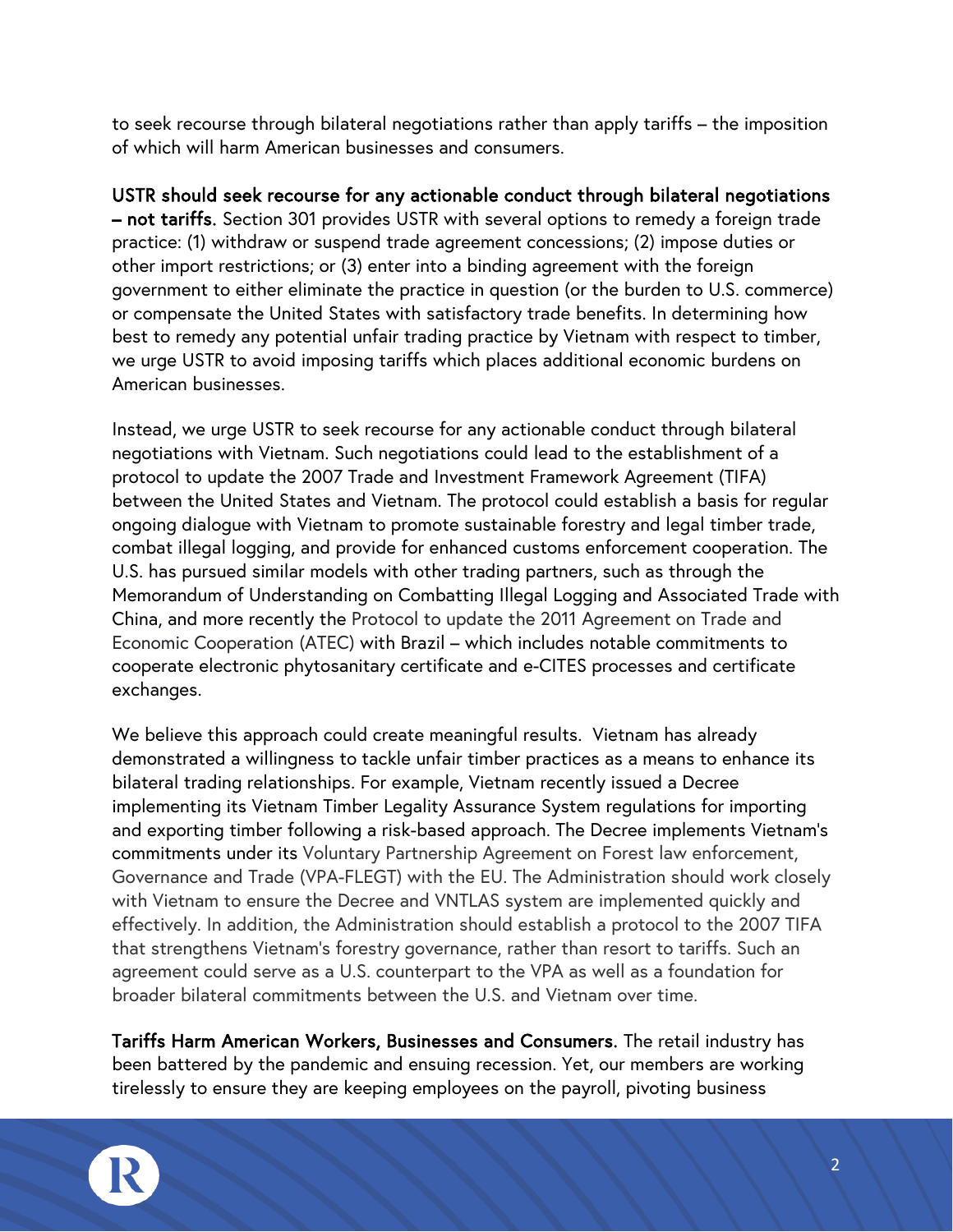to seek recourse through bilateral negotiations rather than apply tariffs – the imposition of which will harm American businesses and consumers.

**USTR should seek recourse for any actionable conduct through bilateral negotiations – not tariffs.** Section 301 provides USTR with several options to remedy a foreign trade practice: (1) withdraw or suspend trade agreement concessions; (2) impose duties or other import restrictions; or (3) enter into a binding agreement with the foreign government to either eliminate the practice in question (or the burden to U.S. commerce) or compensate the United States with satisfactory trade benefits. In determining how best to remedy any potential unfair trading practice by Vietnam with respect to timber, we urge USTR to avoid imposing tariffs which places additional economic burdens on American businesses.

Instead, we urge USTR to seek recourse for any actionable conduct through bilateral negotiations with Vietnam. Such negotiations could lead to the establishment of a protocol to update the 2007 Trade and Investment Framework Agreement (TIFA) between the United States and Vietnam. The protocol could establish a basis for regular ongoing dialogue with Vietnam to promote sustainable forestry and legal timber trade, combat illegal logging, and provide for enhanced customs enforcement cooperation. The U.S. has pursued similar models with other trading partners, such as through the Memorandum of Understanding on Combatting Illegal Logging and Associated Trade with China, and more recently the Protocol to update the 2011 Agreement on Trade and Economic Cooperation (ATEC) with Brazil – which includes notable commitments to cooperate electronic phytosanitary certificate and e-CITES processes and certificate exchanges.

We believe this approach could create meaningful results. Vietnam has already demonstrated a willingness to tackle unfair timber practices as a means to enhance its bilateral trading relationships. For example, Vietnam recently issued a Decree implementing its Vietnam Timber Legality Assurance System regulations for importing and exporting timber following a risk-based approach. The Decree implements Vietnam's commitments under its Voluntary Partnership Agreement on Forest law enforcement, Governance and Trade (VPA-FLEGT) with the EU. The Administration should work closely with Vietnam to ensure the Decree and VNTLAS system are implemented quickly and effectively. In addition, the Administration should establish a protocol to the 2007 TIFA that strengthens Vietnam's forestry governance, rather than resort to tariffs. Such an agreement could serve as a U.S. counterpart to the VPA as well as a foundation for broader bilateral commitments between the U.S. and Vietnam over time.

**Tariffs Harm American Workers, Businesses and Consumers.** The retail industry has been battered by the pandemic and ensuing recession. Yet, our members are working tirelessly to ensure they are keeping employees on the payroll, pivoting business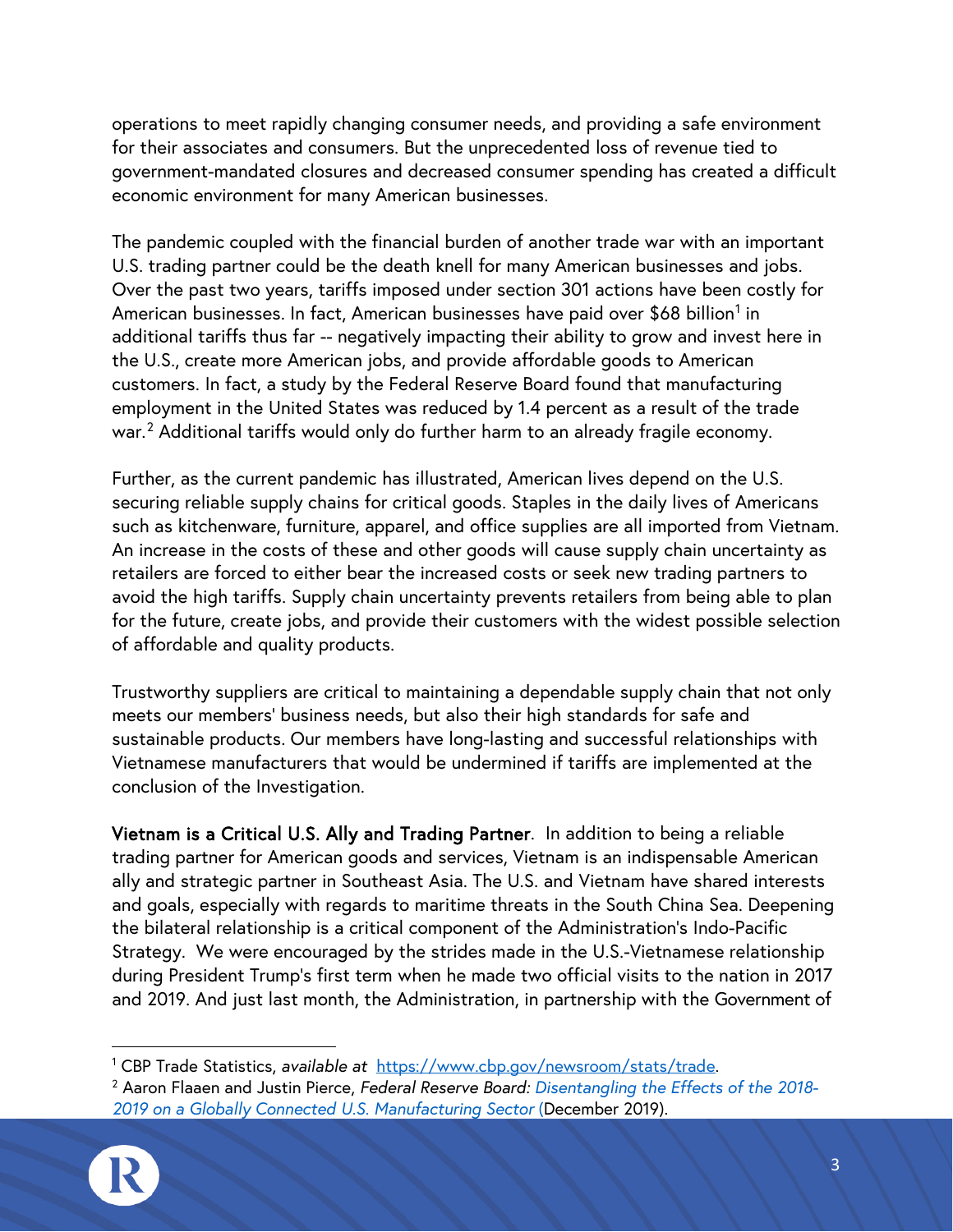operations to meet rapidly changing consumer needs, and providing a safe environment for their associates and consumers. But the unprecedented loss of revenue tied to government-mandated closures and decreased consumer spending has created a difficult economic environment for many American businesses.

The pandemic coupled with the financial burden of another trade war with an important U.S. trading partner could be the death knell for many American businesses and jobs. Over the past two years, tariffs imposed under section 301 actions have been costly for American businesses. In fact, American businesses have paid over $68 billion[1] in additional tariffs thus far -- negatively impacting their ability to grow and invest here in the U.S., create more American jobs, and provide affordable goods to American customers. In fact, a study by the Federal Reserve Board found that manufacturing employment in the United States was reduced by 1.4 percent as a result of the trade war.[2] Additional tariffs would only do further harm to an already fragile economy.

Further, as the current pandemic has illustrated, American lives depend on the U.S. securing reliable supply chains for critical goods. Staples in the daily lives of Americans such as kitchenware, furniture, apparel, and office supplies are all imported from Vietnam. An increase in the costs of these and other goods will cause supply chain uncertainty as retailers are forced to either bear the increased costs or seek new trading partners to avoid the high tariffs. Supply chain uncertainty prevents retailers from being able to plan for the future, create jobs, and provide their customers with the widest possible selection of affordable and quality products.

Trustworthy suppliers are critical to maintaining a dependable supply chain that not only meets our members' business needs, but also their high standards for safe and sustainable products. Our members have long-lasting and successful relationships with Vietnamese manufacturers that would be undermined if tariffs are implemented at the conclusion of the Investigation.

**Vietnam is a Critical U.S. Ally and Trading Partner**. In addition to being a reliable trading partner for American goods and services, Vietnam is an indispensable American ally and strategic partner in Southeast Asia. The U.S. and Vietnam have shared interests and goals, especially with regards to maritime threats in the South China Sea. Deepening the bilateral relationship is a critical component of the Administration's Indo-Pacific Strategy. We were encouraged by the strides made in the U.S.-Vietnamese relationship during President Trump's first term when he made two official visits to the nation in 2017 and 2019. And just last month, the Administration, in partnership with the Government of

---

[1] CBP Trade Statistics, *available at* https://www.cbp.gov/newsroom/stats/trade.

[2] Aaron Flaaen and Justin Pierce, *Federal Reserve Board: Disentangling the Effects of the 2018-2019 on a Globally Connected U.S. Manufacturing Sector* (December 2019).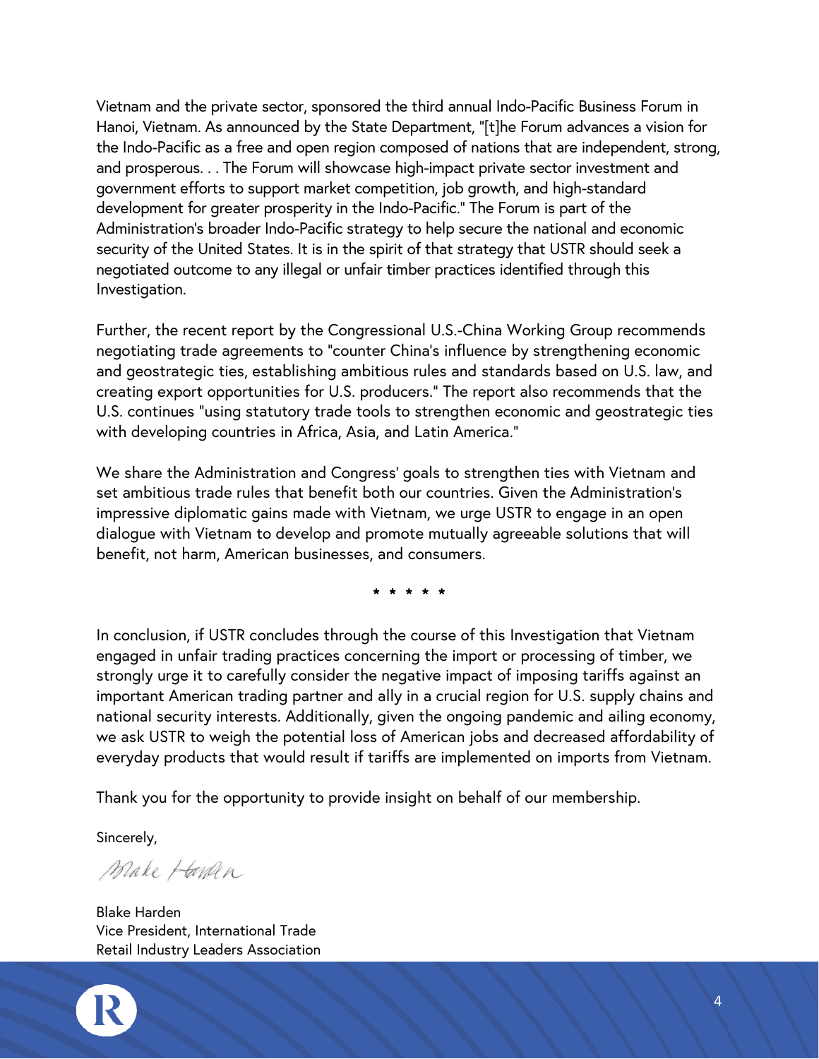Vietnam and the private sector, sponsored the third annual Indo-Pacific Business Forum in Hanoi, Vietnam. As announced by the State Department, "[t]he Forum advances a vision for the Indo-Pacific as a free and open region composed of nations that are independent, strong, and prosperous. . . The Forum will showcase high-impact private sector investment and government efforts to support market competition, job growth, and high-standard development for greater prosperity in the Indo-Pacific." The Forum is part of the Administration's broader Indo-Pacific strategy to help secure the national and economic security of the United States. It is in the spirit of that strategy that USTR should seek a negotiated outcome to any illegal or unfair timber practices identified through this Investigation.

Further, the recent report by the Congressional U.S.-China Working Group recommends negotiating trade agreements to "counter China's influence by strengthening economic and geostrategic ties, establishing ambitious rules and standards based on U.S. law, and creating export opportunities for U.S. producers." The report also recommends that the U.S. continues "using statutory trade tools to strengthen economic and geostrategic ties with developing countries in Africa, Asia, and Latin America."

We share the Administration and Congress' goals to strengthen ties with Vietnam and set ambitious trade rules that benefit both our countries. Given the Administration's impressive diplomatic gains made with Vietnam, we urge USTR to engage in an open dialogue with Vietnam to develop and promote mutually agreeable solutions that will benefit, not harm, American businesses, and consumers.

\* \* \* \* \*

In conclusion, if USTR concludes through the course of this Investigation that Vietnam engaged in unfair trading practices concerning the import or processing of timber, we strongly urge it to carefully consider the negative impact of imposing tariffs against an important American trading partner and ally in a crucial region for U.S. supply chains and national security interests. Additionally, given the ongoing pandemic and ailing economy, we ask USTR to weigh the potential loss of American jobs and decreased affordability of everyday products that would result if tariffs are implemented on imports from Vietnam.

Thank you for the opportunity to provide insight on behalf of our membership.

Sincerely,

Blake Harden

Blake Harden
Vice President, International Trade
Retail Industry Leaders Association